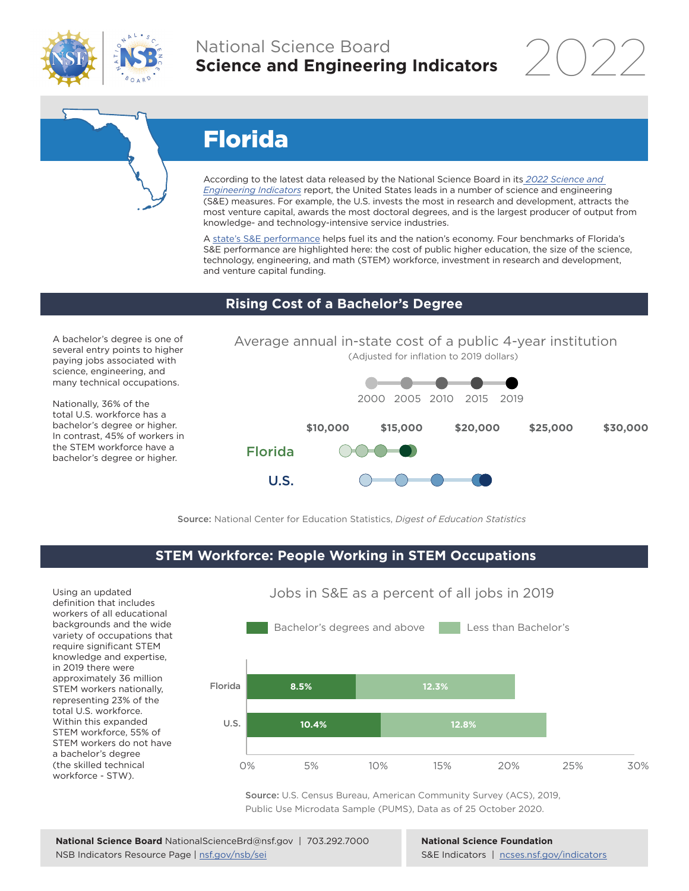National Science Board
**Science and Engineering Indicators** 2022

# Florida

According to the latest data released by the National Science Board in its *2022 Science and Engineering Indicators* report, the United States leads in a number of science and engineering (S&E) measures. For example, the U.S. invests the most in research and development, attracts the most venture capital, awards the most doctoral degrees, and is the largest producer of output from knowledge- and technology-intensive service industries.

A state's S&E performance helps fuel its and the nation's economy. Four benchmarks of Florida's S&E performance are highlighted here: the cost of public higher education, the size of the science, technology, engineering, and math (STEM) workforce, investment in research and development, and venture capital funding.

## Rising Cost of a Bachelor's Degree

A bachelor's degree is one of several entry points to higher paying jobs associated with science, engineering, and many technical occupations.

Nationally, 36% of the total U.S. workforce has a bachelor's degree or higher. In contrast, 45% of workers in the STEM workforce have a bachelor's degree or higher.

Average annual in-state cost of a public 4-year institution
(Adjusted for inflation to 2019 dollars)

2000 2005 2010 2015 2019

$10,000 $15,000 $20,000 $25,000 $30,000

Florida

U.S.

**Source:** National Center for Education Statistics, *Digest of Education Statistics*

## STEM Workforce: People Working in STEM Occupations

Using an updated definition that includes workers of all educational backgrounds and the wide variety of occupations that require significant STEM knowledge and expertise, in 2019 there were approximately 36 million STEM workers nationally, representing 23% of the total U.S. workforce. Within this expanded STEM workforce, 55% of STEM workers do not have a bachelor's degree (the skilled technical workforce - STW).

Jobs in S&E as a percent of all jobs in 2019

| | Bachelor's degrees and above | Less than Bachelor's |
|---|---|---|
| Florida | 8.5% | 12.3% |
| U.S. | 10.4% | 12.8% |

**Source:** U.S. Census Bureau, American Community Survey (ACS), 2019, Public Use Microdata Sample (PUMS), Data as of 25 October 2020.

**National Science Board** NationalScienceBrd@nsf.gov | 703.292.7000
NSB Indicators Resource Page | nsf.gov/nsb/sei

**National Science Foundation**
S&E Indicators | ncses.nsf.gov/indicators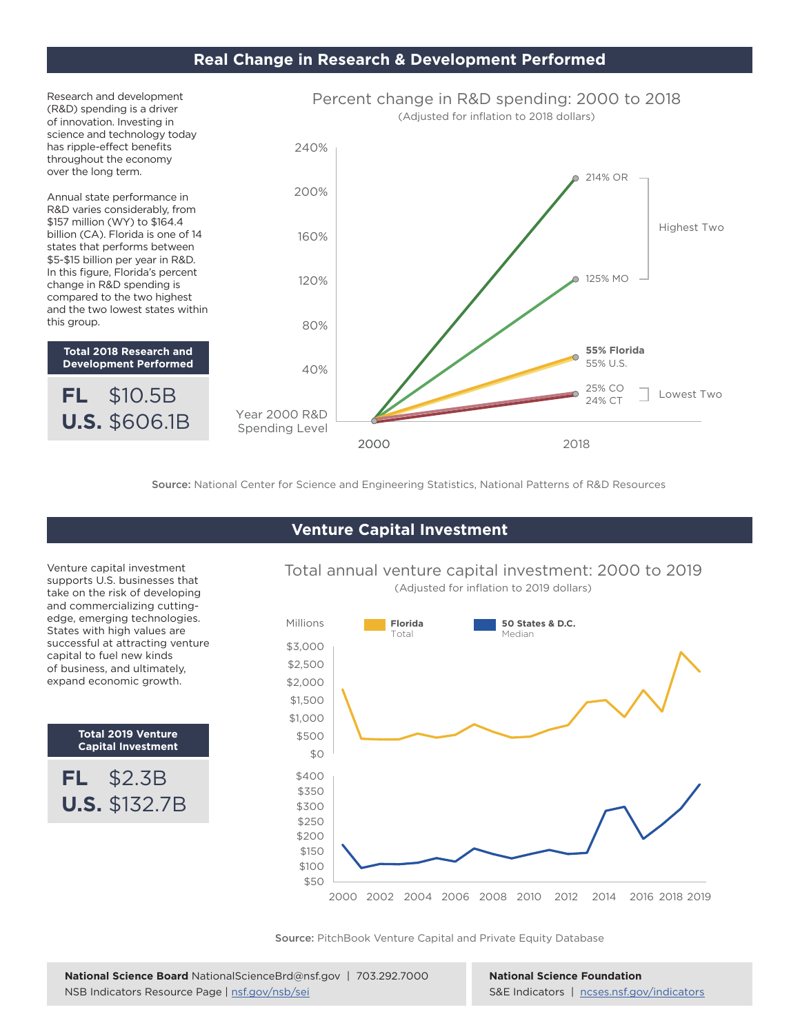## Real Change in Research & Development Performed

Research and development (R&D) spending is a driver of innovation. Investing in science and technology today has ripple-effect benefits throughout the economy over the long term.

Annual state performance in R&D varies considerably, from $157 million (WY) to $164.4 billion (CA). Florida is one of 14 states that performs between $5-$15 billion per year in R&D. In this figure, Florida's percent change in R&D spending is compared to the two highest and the two lowest states within this group.

| Total 2018 Research and Development Performed | |
|---|---|
| **FL** | $10.5B |
| **U.S.** | $606.1B |

Percent change in R&D spending: 2000 to 2018

(Adjusted for inflation to 2018 dollars)

240%
200%
160%
120%
80%
40%
Year 2000 R&D Spending Level
2000
2018

214% OR
125% MO
Highest Two

**55% Florida**
55% U.S.

25% CO
24% CT
Lowest Two

**Source:** National Center for Science and Engineering Statistics, National Patterns of R&D Resources

## Venture Capital Investment

Venture capital investment supports U.S. businesses that take on the risk of developing and commercializing cutting-edge, emerging technologies. States with high values are successful at attracting venture capital to fuel new kinds of business, and ultimately, expand economic growth.

| Total 2019 Venture Capital Investment | |
|---|---|
| **FL** | $2.3B |
| **U.S.** | $132.7B |

Total annual venture capital investment: 2000 to 2019

(Adjusted for inflation to 2019 dollars)

Millions

**Florida** Total

**50 States & D.C.** Median

$3,000
$2,500
$2,000
$1,500
$1,000
$500
$0

$400
$350
$300
$250
$200
$150
$100
$50

2000 2002 2004 2006 2008 2010 2012 2014 2016 2018 2019

**Source:** PitchBook Venture Capital and Private Equity Database

**National Science Board** NationalScienceBrd@nsf.gov | 703.292.7000
NSB Indicators Resource Page | nsf.gov/nsb/sei

**National Science Foundation**
S&E Indicators | ncses.nsf.gov/indicators